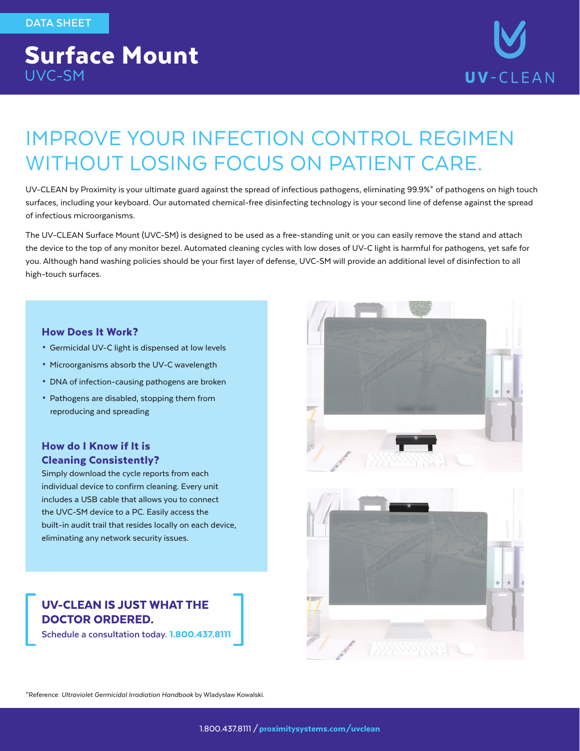DATA SHEET

# Surface Mount

UVC-SM

UV-CLEAN

## IMPROVE YOUR INFECTION CONTROL REGIMEN WITHOUT LOSING FOCUS ON PATIENT CARE.

UV-CLEAN by Proximity is your ultimate guard against the spread of infectious pathogens, eliminating 99.9%* of pathogens on high touch surfaces, including your keyboard. Our automated chemical-free disinfecting technology is your second line of defense against the spread of infectious microorganisms.

The UV-CLEAN Surface Mount (UVC-SM) is designed to be used as a free-standing unit or you can easily remove the stand and attach the device to the top of any monitor bezel. Automated cleaning cycles with low doses of UV-C light is harmful for pathogens, yet safe for you. Although hand washing policies should be your first layer of defense, UVC-SM will provide an additional level of disinfection to all high-touch surfaces.

### How Does It Work?

- Germicidal UV-C light is dispensed at low levels
- Microorganisms absorb the UV-C wavelength
- DNA of infection-causing pathogens are broken
- Pathogens are disabled, stopping them from reproducing and spreading

### How do I Know if It is Cleaning Consistently?

Simply download the cycle reports from each individual device to confirm cleaning. Every unit includes a USB cable that allows you to connect the UVC-SM device to a PC. Easily access the built-in audit trail that resides locally on each device, eliminating any network security issues.

**UV-CLEAN IS JUST WHAT THE DOCTOR ORDERED.**

Schedule a consultation today. **1.800.437.8111**

*Reference: *Ultraviolet Germicidal Irradiation Handbook* by Wladyslaw Kowalski.

1.800.437.8111 / **proximitysystems.com/uvclean**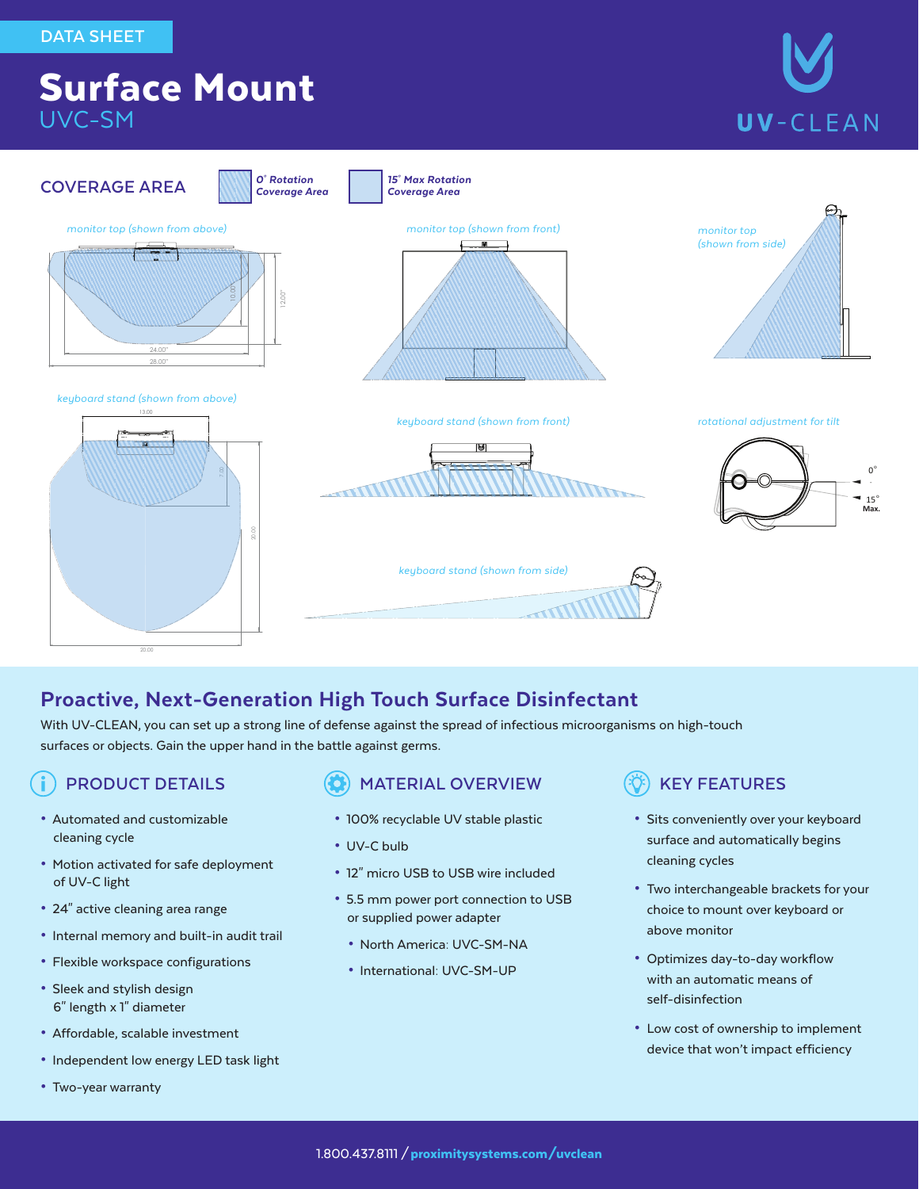DATA SHEET

# Surface Mount

UVC-SM

UV-CLEAN

## COVERAGE AREA

0° Rotation Coverage Area

15° Max Rotation Coverage Area

monitor top (shown from above)

10.00"

12.00"

24.00"

28.00"

monitor top (shown from front)

monitor top (shown from side)

keyboard stand (shown from above)

13.00

7.00

20.00

20.00

keyboard stand (shown from front)

rotational adjustment for tilt

0°

15° Max.

keyboard stand (shown from side)

## Proactive, Next-Generation High Touch Surface Disinfectant

With UV-CLEAN, you can set up a strong line of defense against the spread of infectious microorganisms on high-touch surfaces or objects. Gain the upper hand in the battle against germs.

### PRODUCT DETAILS

- Automated and customizable cleaning cycle
- Motion activated for safe deployment of UV-C light
- 24" active cleaning area range
- Internal memory and built-in audit trail
- Flexible workspace configurations
- Sleek and stylish design 6" length x 1" diameter
- Affordable, scalable investment
- Independent low energy LED task light
- Two-year warranty

### MATERIAL OVERVIEW

- 100% recyclable UV stable plastic
- UV-C bulb
- 12" micro USB to USB wire included
- 5.5 mm power port connection to USB or supplied power adapter
  - North America: UVC-SM-NA
  - International: UVC-SM-UP

### KEY FEATURES

- Sits conveniently over your keyboard surface and automatically begins cleaning cycles
- Two interchangeable brackets for your choice to mount over keyboard or above monitor
- Optimizes day-to-day workflow with an automatic means of self-disinfection
- Low cost of ownership to implement device that won't impact efficiency

1.800.437.8111 / proximitysystems.com/uvclean